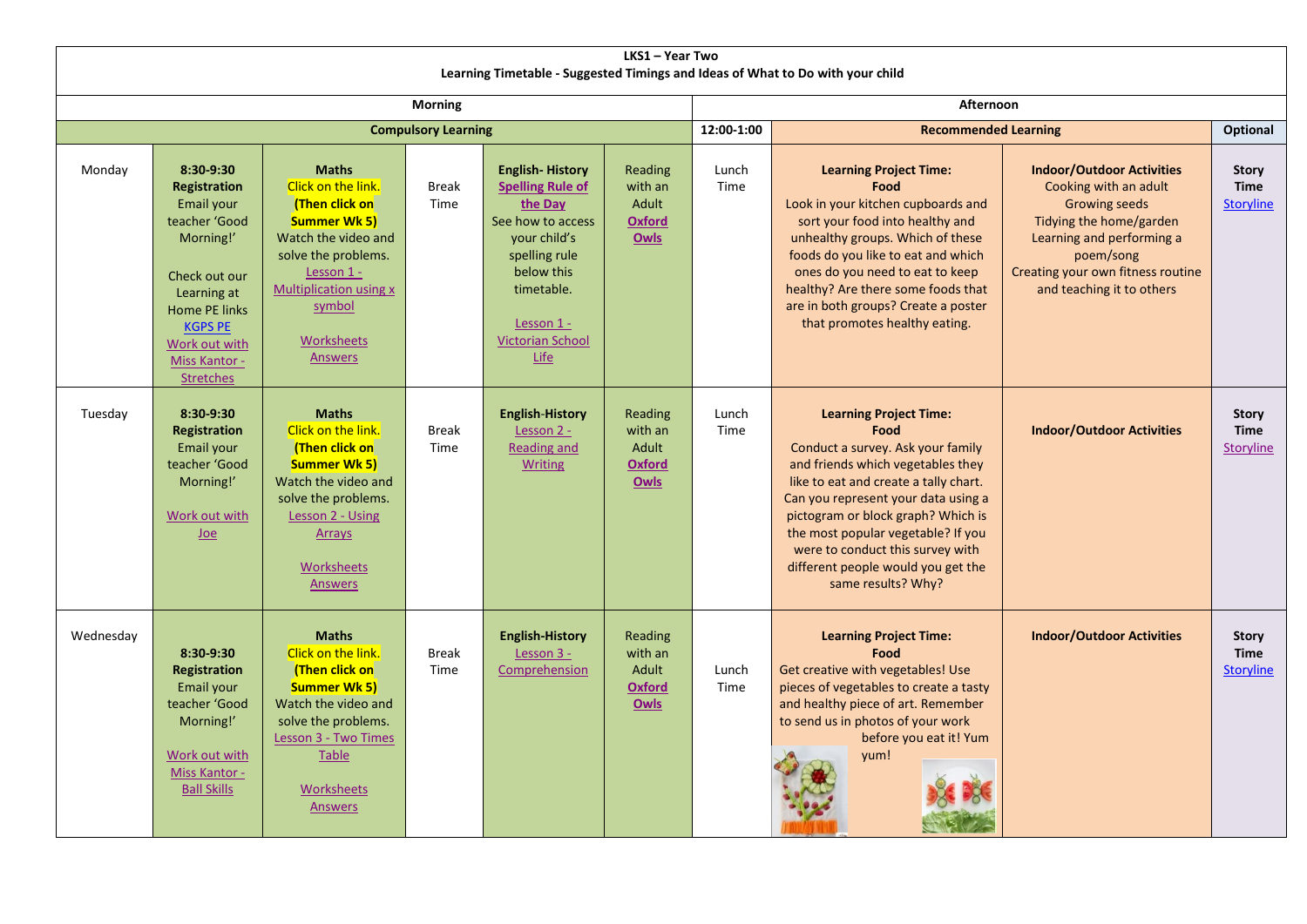**LKS1 – Year Two**

**Learning Timetable - Suggested Timings and Ideas of What to Do with your child**

| | Morning | | | | | | Afternoon | | | |
|---|---|---|---|---|---|---|---|---|---|---|
| | Compulsory Learning | | | | | | 12:00-1:00 | Recommended Learning | | Optional |
| Monday | **8:30-9:30 Registration** Email your teacher 'Good Morning!' Check out our Learning at Home PE links KGPS PE Work out with Miss Kantor - Stretches | **Maths** Click on the link. **(Then click on Summer Wk 5)** Watch the video and solve the problems. Lesson 1 - Multiplication using x symbol Worksheets Answers | Break Time | **English- History** **Spelling Rule of the Day** See how to access your child's spelling rule below this timetable. Lesson 1 - Victorian School Life | Reading with an Adult **Oxford Owls** | Lunch Time | **Learning Project Time: Food** Look in your kitchen cupboards and sort your food into healthy and unhealthy groups. Which of these foods do you like to eat and which ones do you need to eat to keep healthy? Are there some foods that are in both groups? Create a poster that promotes healthy eating. | **Indoor/Outdoor Activities** Cooking with an adult Growing seeds Tidying the home/garden Learning and performing a poem/song Creating your own fitness routine and teaching it to others | **Story Time** Storyline |
| Tuesday | **8:30-9:30 Registration** Email your teacher 'Good Morning!' Work out with Joe | **Maths** Click on the link. **(Then click on Summer Wk 5)** Watch the video and solve the problems. Lesson 2 - Using Arrays Worksheets Answers | Break Time | **English-History** Lesson 2 - Reading and Writing | Reading with an Adult **Oxford Owls** | Lunch Time | **Learning Project Time: Food** Conduct a survey. Ask your family and friends which vegetables they like to eat and create a tally chart. Can you represent your data using a pictogram or block graph? Which is the most popular vegetable? If you were to conduct this survey with different people would you get the same results? Why? | **Indoor/Outdoor Activities** | **Story Time** Storyline |
| Wednesday | **8:30-9:30 Registration** Email your teacher 'Good Morning!' Work out with Miss Kantor - Ball Skills | **Maths** Click on the link. **(Then click on Summer Wk 5)** Watch the video and solve the problems. Lesson 3 - Two Times Table Worksheets Answers | Break Time | **English-History** Lesson 3 - Comprehension | Reading with an Adult **Oxford Owls** | Lunch Time | **Learning Project Time: Food** Get creative with vegetables! Use pieces of vegetables to create a tasty and healthy piece of art. Remember to send us in photos of your work before you eat it! Yum yum! | **Indoor/Outdoor Activities** | **Story Time** Storyline |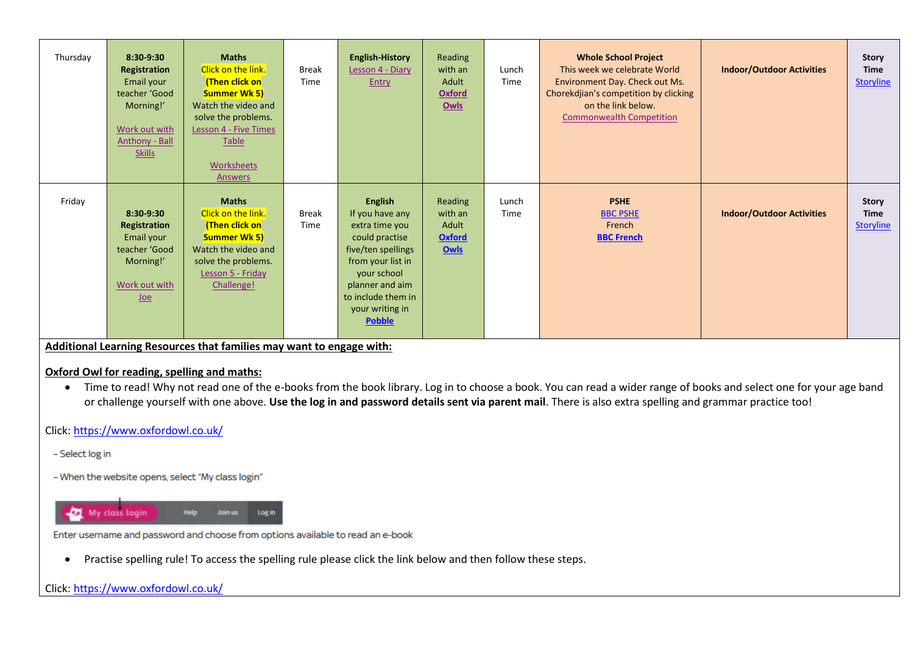| Thursday | **8:30-9:30 Registration** Email your teacher 'Good Morning!' Work out with Anthony - Ball Skills | **Maths** Click on the link. **(Then click on Summer Wk 5)** Watch the video and solve the problems. Lesson 4 - Five Times Table Worksheets Answers | Break Time | **English-History** Lesson 4 - Diary Entry | Reading with an Adult **Oxford Owls** | Lunch Time | **Whole School Project** This week we celebrate World Environment Day. Check out Ms. Chorekdjian's competition by clicking on the link below. Commonwealth Competition | **Indoor/Outdoor Activities** | **Story Time** Storyline |
|---|---|---|---|---|---|---|---|---|---|
| Friday | **8:30-9:30 Registration** Email your teacher 'Good Morning!' Work out with Joe | **Maths** Click on the link. **(Then click on Summer Wk 5)** Watch the video and solve the problems. Lesson 5 - Friday Challenge! | Break Time | **English** If you have any extra time you could practise five/ten spellings from your list in your school planner and aim to include them in your writing in **Pobble** | Reading with an Adult **Oxford Owls** | Lunch Time | **PSHE** BBC PSHE French **BBC French** | **Indoor/Outdoor Activities** | **Story Time** Storyline |

**Additional Learning Resources that families may want to engage with:**

**Oxford Owl for reading, spelling and maths:**

- Time to read! Why not read one of the e-books from the book library. Log in to choose a book. You can read a wider range of books and select one for your age band or challenge yourself with one above. **Use the log in and password details sent via parent mail**. There is also extra spelling and grammar practice too!

Click: https://www.oxfordowl.co.uk/

- Select log in

- When the website opens, select "My class login"

Enter username and password and choose from options available to read an e-book

- Practise spelling rule! To access the spelling rule please click the link below and then follow these steps.

Click: https://www.oxfordowl.co.uk/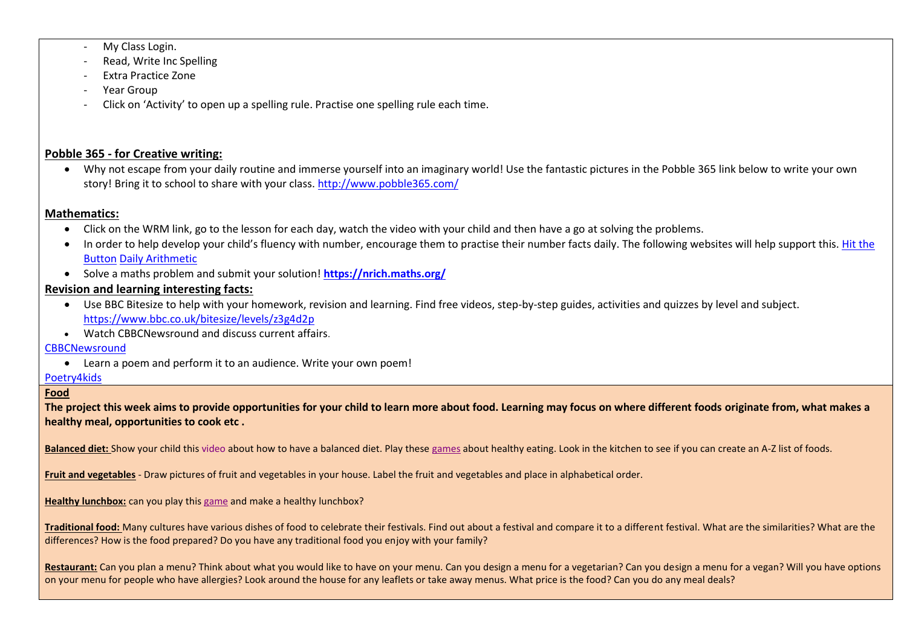- My Class Login.
- Read, Write Inc Spelling
- Extra Practice Zone
- Year Group
- Click on 'Activity' to open up a spelling rule. Practise one spelling rule each time.

**Pobble 365 - for Creative writing:**

- Why not escape from your daily routine and immerse yourself into an imaginary world! Use the fantastic pictures in the Pobble 365 link below to write your own story! Bring it to school to share with your class. http://www.pobble365.com/

**Mathematics:**

- Click on the WRM link, go to the lesson for each day, watch the video with your child and then have a go at solving the problems.
- In order to help develop your child's fluency with number, encourage them to practise their number facts daily. The following websites will help support this. Hit the Button Daily Arithmetic
- Solve a maths problem and submit your solution! **https://nrich.maths.org/**

**Revision and learning interesting facts:**

- Use BBC Bitesize to help with your homework, revision and learning. Find free videos, step-by-step guides, activities and quizzes by level and subject. https://www.bbc.co.uk/bitesize/levels/z3g4d2p
- Watch CBBCNewsround and discuss current affairs.

CBBCNewsround

- Learn a poem and perform it to an audience. Write your own poem!

Poetry4kids

**Food**

**The project this week aims to provide opportunities for your child to learn more about food. Learning may focus on where different foods originate from, what makes a healthy meal, opportunities to cook etc .**

**Balanced diet:** Show your child this video about how to have a balanced diet. Play these games about healthy eating. Look in the kitchen to see if you can create an A-Z list of foods.

**Fruit and vegetables** - Draw pictures of fruit and vegetables in your house. Label the fruit and vegetables and place in alphabetical order.

**Healthy lunchbox:** can you play this game and make a healthy lunchbox?

**Traditional food:** Many cultures have various dishes of food to celebrate their festivals. Find out about a festival and compare it to a different festival. What are the similarities? What are the differences? How is the food prepared? Do you have any traditional food you enjoy with your family?

**Restaurant:** Can you plan a menu? Think about what you would like to have on your menu. Can you design a menu for a vegetarian? Can you design a menu for a vegan? Will you have options on your menu for people who have allergies? Look around the house for any leaflets or take away menus. What price is the food? Can you do any meal deals?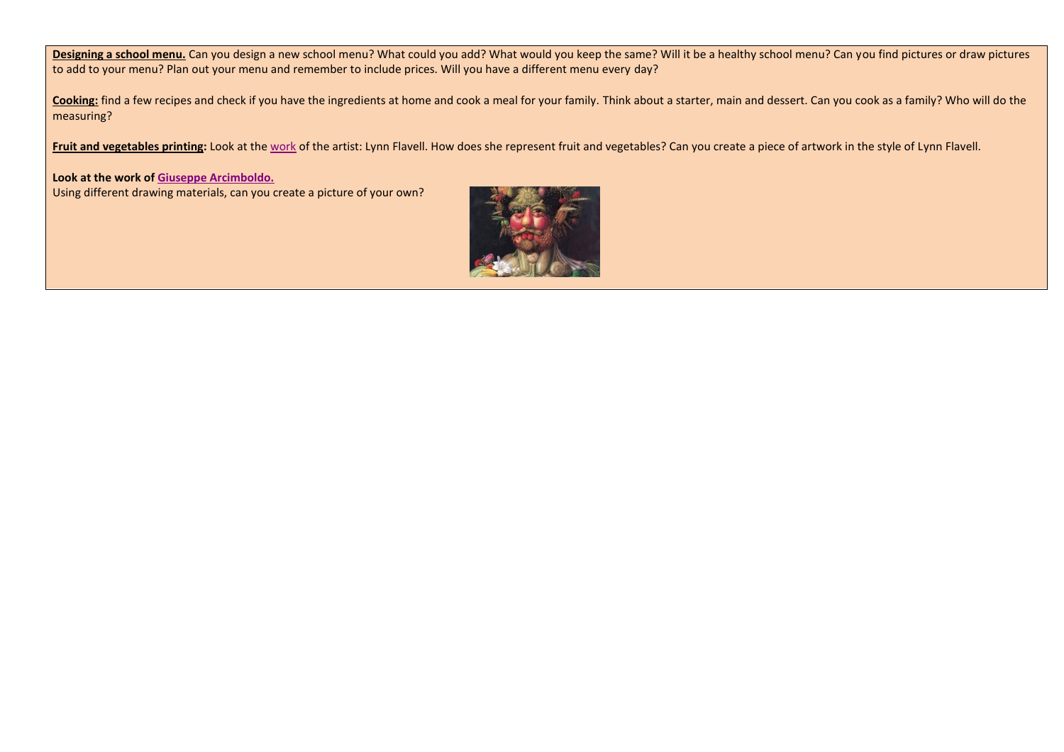**Designing a school menu.** Can you design a new school menu? What could you add? What would you keep the same? Will it be a healthy school menu? Can you find pictures or draw pictures to add to your menu? Plan out your menu and remember to include prices. Will you have a different menu every day?

**Cooking:** find a few recipes and check if you have the ingredients at home and cook a meal for your family. Think about a starter, main and dessert. Can you cook as a family? Who will do the measuring?

**Fruit and vegetables printing:** Look at the work of the artist: Lynn Flavell. How does she represent fruit and vegetables? Can you create a piece of artwork in the style of Lynn Flavell.

**Look at the work of Giuseppe Arcimboldo.**

Using different drawing materials, can you create a picture of your own?